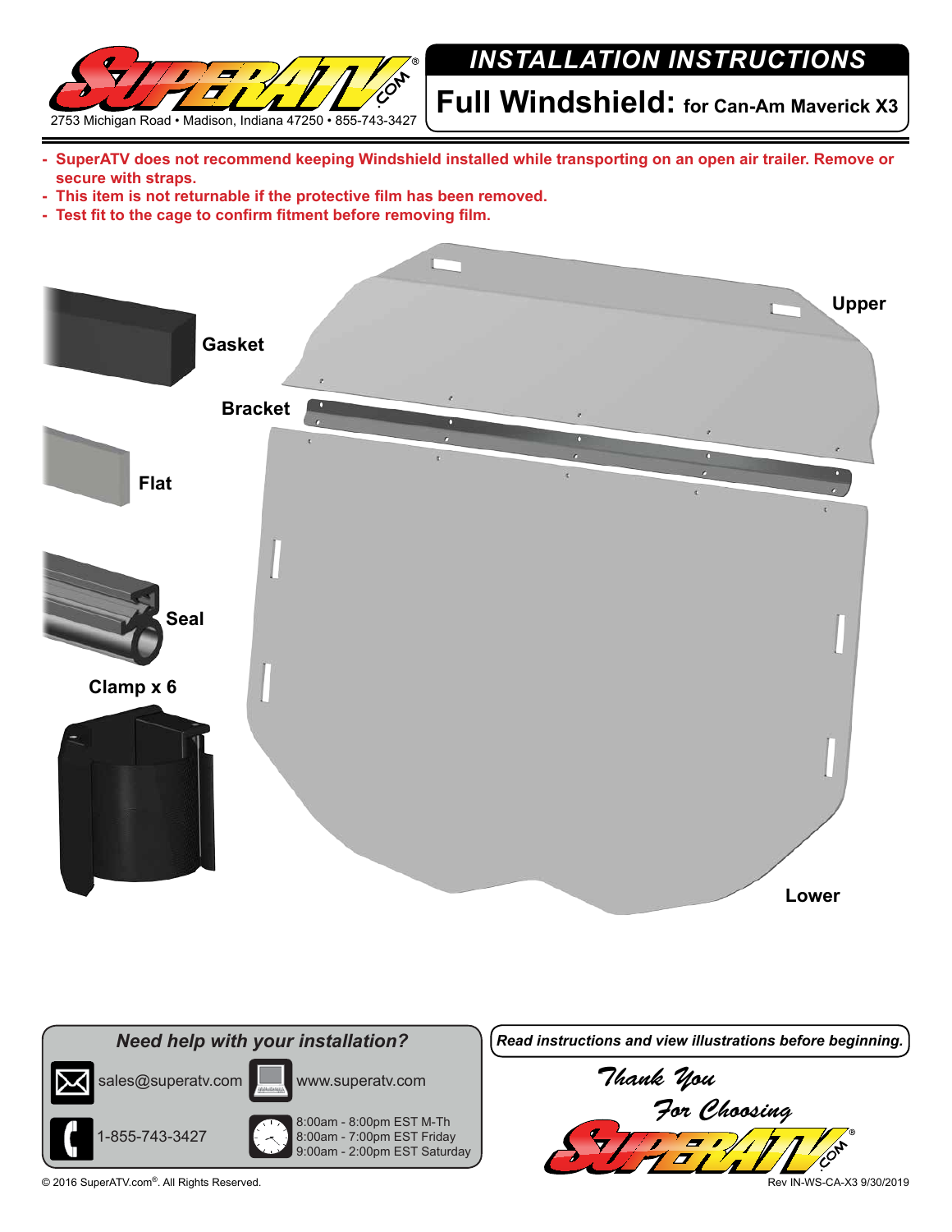2753 Michigan Road • Madison, Indiana 47250 • 855-743-3427

# INSTALLATION INSTRUCTIONS

## Full Windshield: for Can-Am Maverick X3

- **SuperATV does not recommend keeping Windshield installed while transporting on an open air trailer. Remove or secure with straps.**
- **This item is not returnable if the protective film has been removed.**
- **Test fit to the cage to confirm fitment before removing film.**

Gasket

Flat

Seal

Clamp x 6

Bracket

Upper

Lower

### *Need help with your installation?*

sales@superatv.com

www.superatv.com

1-855-743-3427

8:00am - 8:00pm EST M-Th
8:00am - 7:00pm EST Friday
9:00am - 2:00pm EST Saturday

***Read instructions and view illustrations before beginning.***

*Thank You For Choosing*

© 2016 SuperATV.com®. All Rights Reserved.

Rev IN-WS-CA-X3 9/30/2019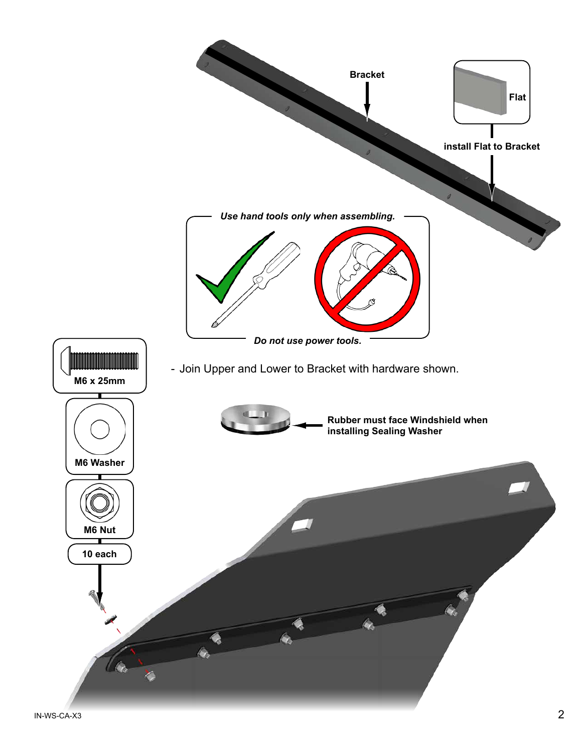Bracket

Flat

install Flat to Bracket

*Use hand tools only when assembling.*

*Do not use power tools.*

M6 x 25mm

M6 Washer

M6 Nut

10 each

- Join Upper and Lower to Bracket with hardware shown.

**Rubber must face Windshield when installing Sealing Washer**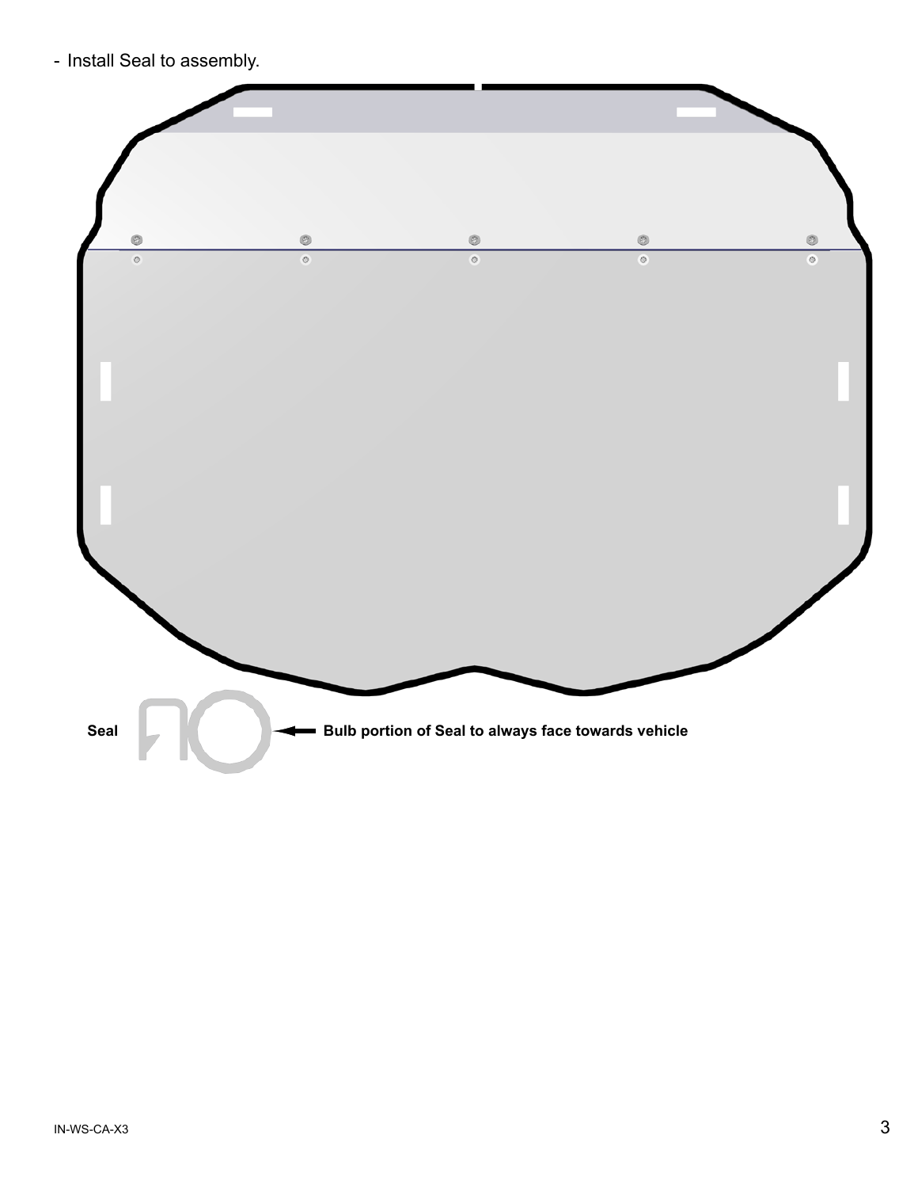- Install Seal to assembly.

Seal

**Bulb portion of Seal to always face towards vehicle**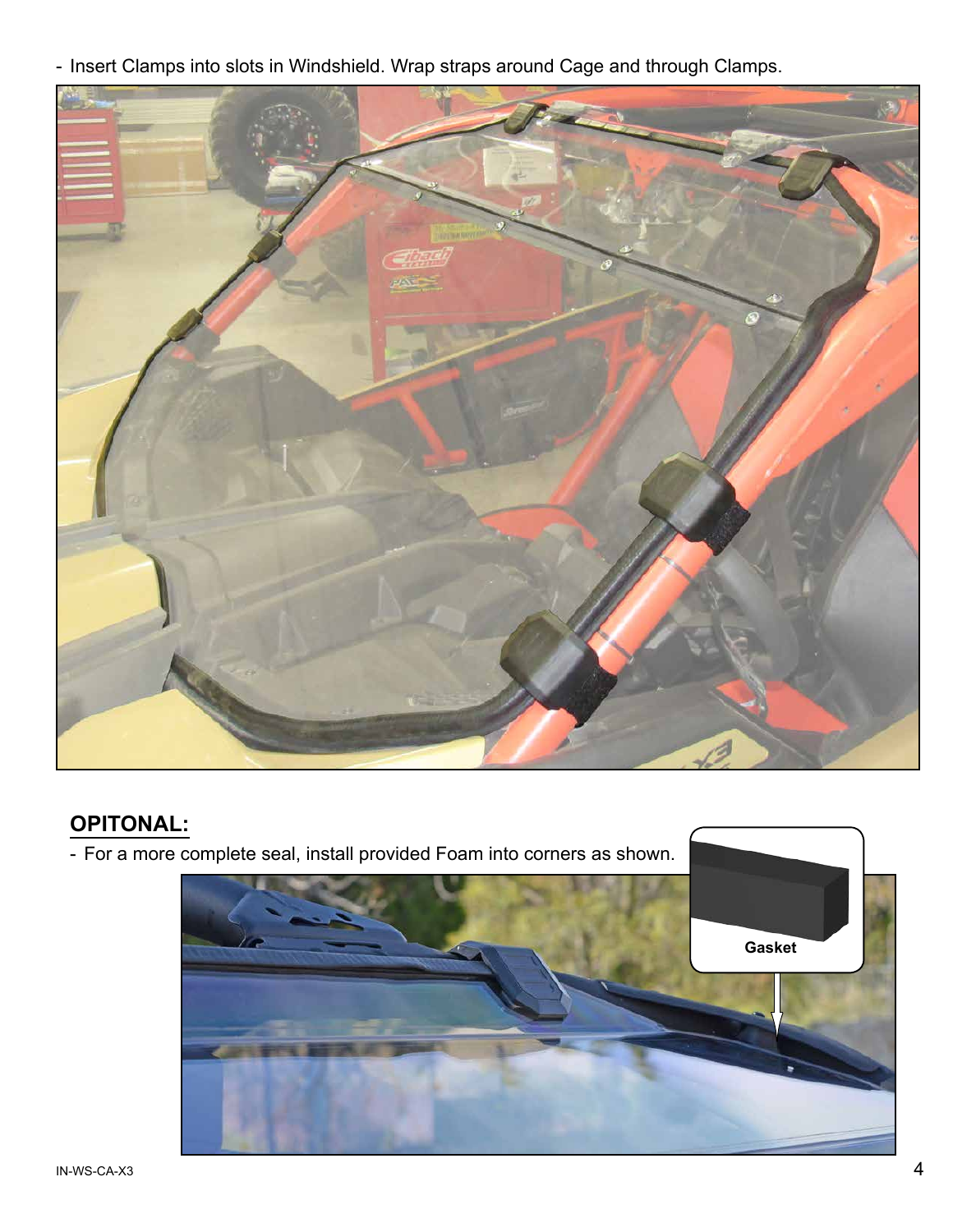- Insert Clamps into slots in Windshield. Wrap straps around Cage and through Clamps.

**OPITONAL:**

- For a more complete seal, install provided Foam into corners as shown.

Gasket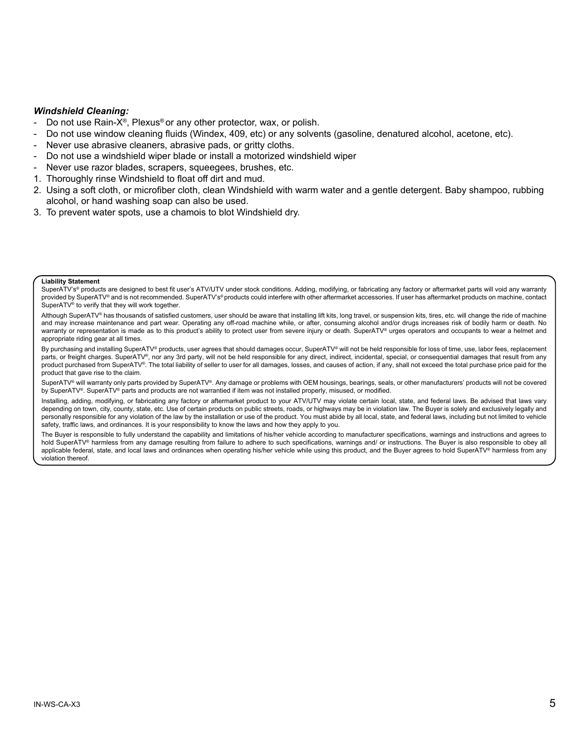***Windshield Cleaning:***

- Do not use Rain-X®, Plexus® or any other protector, wax, or polish.
- Do not use window cleaning fluids (Windex, 409, etc) or any solvents (gasoline, denatured alcohol, acetone, etc).
- Never use abrasive cleaners, abrasive pads, or gritty cloths.
- Do not use a windshield wiper blade or install a motorized windshield wiper
- Never use razor blades, scrapers, squeegees, brushes, etc.

1. Thoroughly rinse Windshield to float off dirt and mud.
2. Using a soft cloth, or microfiber cloth, clean Windshield with warm water and a gentle detergent. Baby shampoo, rubbing alcohol, or hand washing soap can also be used.
3. To prevent water spots, use a chamois to blot Windshield dry.

**Liability Statement**

SuperATV's® products are designed to best fit user's ATV/UTV under stock conditions. Adding, modifying, or fabricating any factory or aftermarket parts will void any warranty provided by SuperATV® and is not recommended. SuperATV's® products could interfere with other aftermarket accessories. If user has aftermarket products on machine, contact SuperATV® to verify that they will work together.

Although SuperATV® has thousands of satisfied customers, user should be aware that installing lift kits, long travel, or suspension kits, tires, etc. will change the ride of machine and may increase maintenance and part wear. Operating any off-road machine while, or after, consuming alcohol and/or drugs increases risk of bodily harm or death. No warranty or representation is made as to this product's ability to protect user from severe injury or death. SuperATV® urges operators and occupants to wear a helmet and appropriate riding gear at all times.

By purchasing and installing SuperATV® products, user agrees that should damages occur, SuperATV® will not be held responsible for loss of time, use, labor fees, replacement parts, or freight charges. SuperATV®, nor any 3rd party, will not be held responsible for any direct, indirect, incidental, special, or consequential damages that result from any product purchased from SuperATV®. The total liability of seller to user for all damages, losses, and causes of action, if any, shall not exceed the total purchase price paid for the product that gave rise to the claim.

SuperATV® will warranty only parts provided by SuperATV®. Any damage or problems with OEM housings, bearings, seals, or other manufacturers' products will not be covered by SuperATV®. SuperATV® parts and products are not warrantied if item was not installed properly, misused, or modified.

Installing, adding, modifying, or fabricating any factory or aftermarket product to your ATV/UTV may violate certain local, state, and federal laws. Be advised that laws vary depending on town, city, county, state, etc. Use of certain products on public streets, roads, or highways may be in violation law. The Buyer is solely and exclusively legally and personally responsible for any violation of the law by the installation or use of the product. You must abide by all local, state, and federal laws, including but not limited to vehicle safety, traffic laws, and ordinances. It is your responsibility to know the laws and how they apply to you.

The Buyer is responsible to fully understand the capability and limitations of his/her vehicle according to manufacturer specifications, warnings and instructions and agrees to hold SuperATV® harmless from any damage resulting from failure to adhere to such specifications, warnings and/ or instructions. The Buyer is also responsible to obey all applicable federal, state, and local laws and ordinances when operating his/her vehicle while using this product, and the Buyer agrees to hold SuperATV® harmless from any violation thereof.

IN-WS-CA-X3